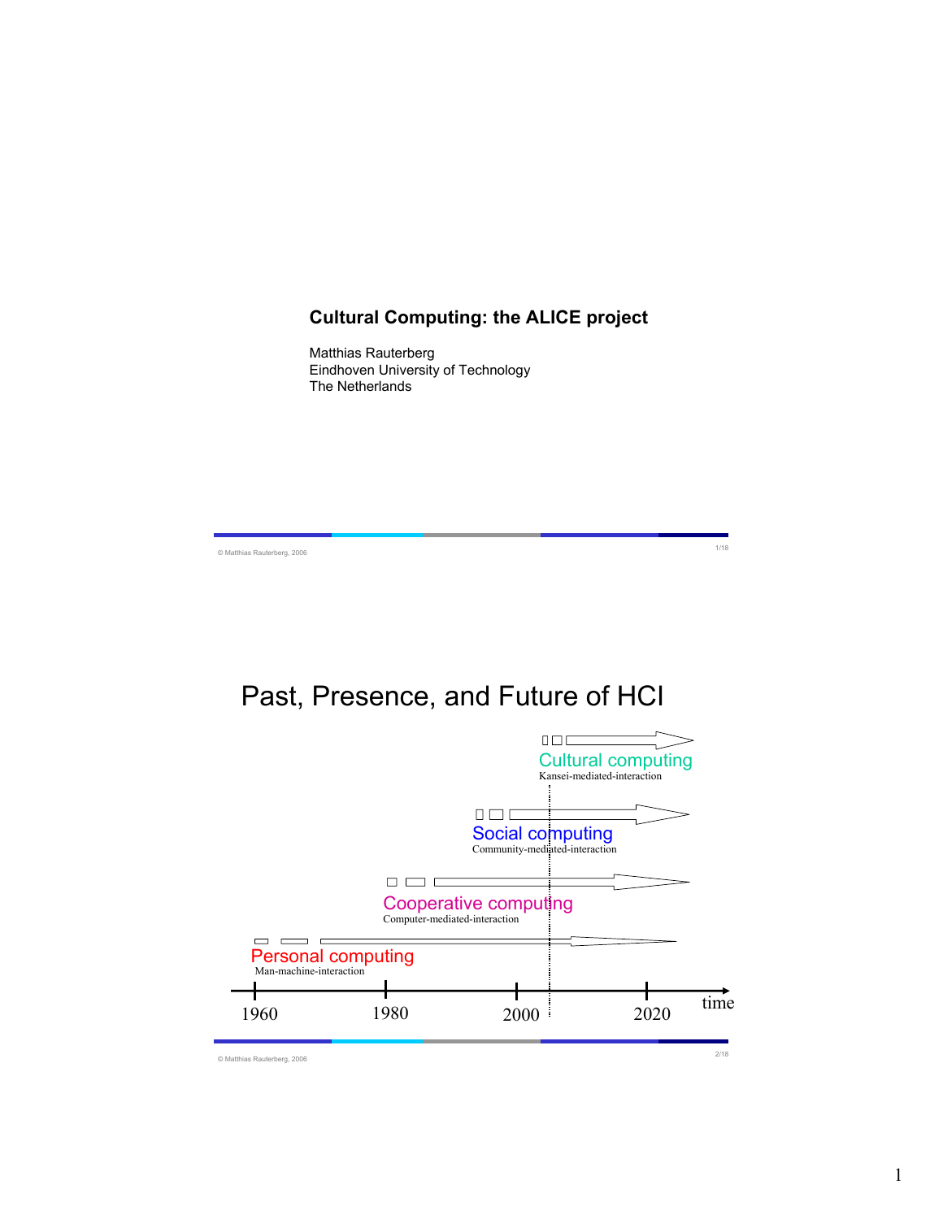# Cultural Computing: the ALICE project

Matthias Rauterberg
Eindhoven University of Technology
The Netherlands

© Matthias Rauterberg, 2006

## Past, Presence, and Future of HCI

Cultural computing
Kansei-mediated-interaction

Social computing
Community-mediated-interaction

Cooperative computing
Computer-mediated-interaction

Personal computing
Man-machine-interaction

1960 1980 2000 2020 time

© Matthias Rauterberg, 2006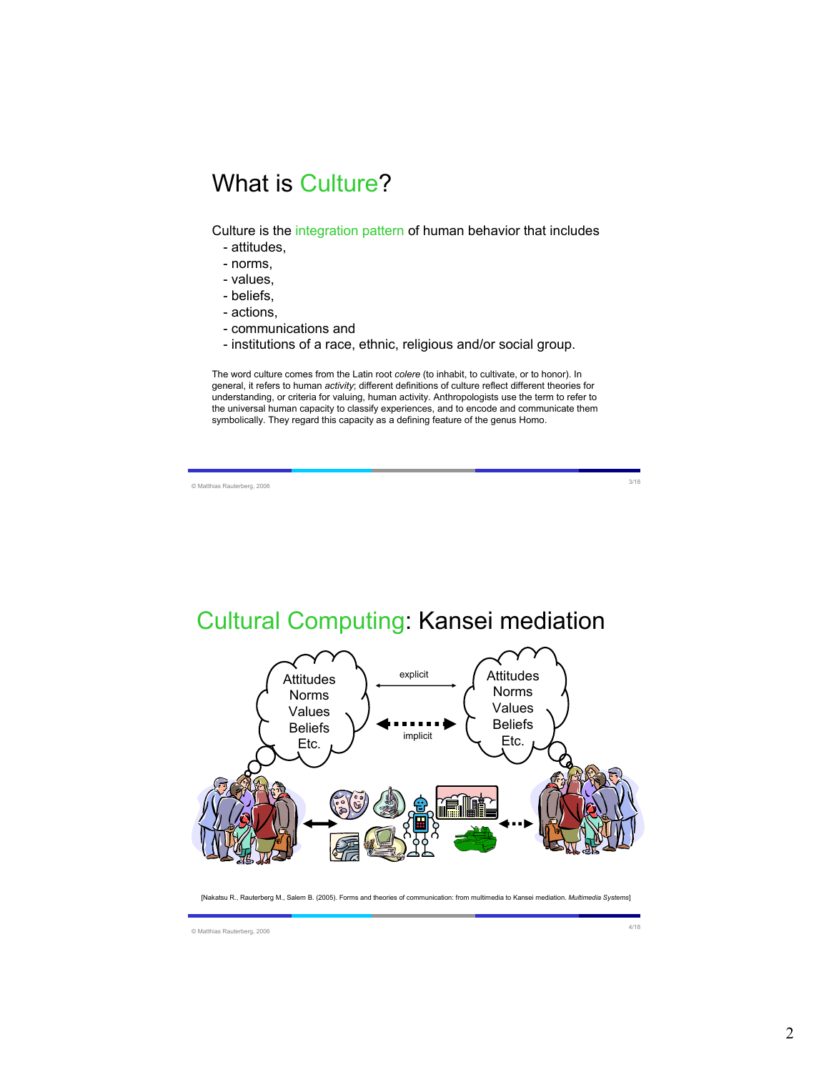# What is Culture?

Culture is the integration pattern of human behavior that includes
- attitudes,
- norms,
- values,
- beliefs,
- actions,
- communications and
- institutions of a race, ethnic, religious and/or social group.

The word culture comes from the Latin root *colere* (to inhabit, to cultivate, or to honor). In general, it refers to human *activity*; different definitions of culture reflect different theories for understanding, or criteria for valuing, human activity. Anthropologists use the term to refer to the universal human capacity to classify experiences, and to encode and communicate them symbolically. They regard this capacity as a defining feature of the genus Homo.

© Matthias Rauterberg, 2006

# Cultural Computing: Kansei mediation

Attitudes
Norms
Values
Beliefs
Etc.

explicit

implicit

Attitudes
Norms
Values
Beliefs
Etc.

[Nakatsu R., Rauterberg M., Salem B. (2005). Forms and theories of communication: from multimedia to Kansei mediation. *Multimedia Systems*]

© Matthias Rauterberg, 2006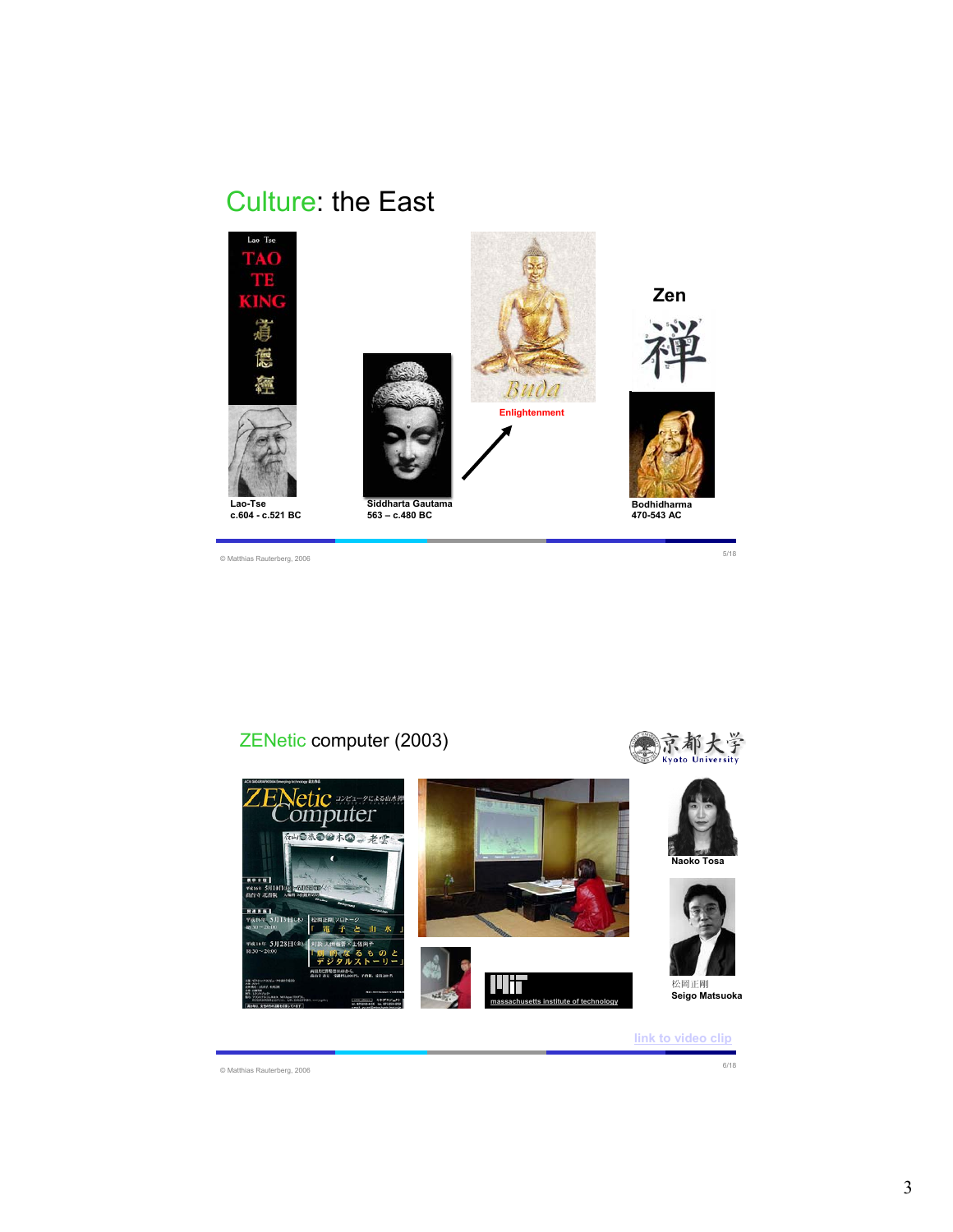## Culture: the East

Zen

Enlightenment

**Lao-Tse**
**c.604 - c.521 BC**

**Siddharta Gautama**
**563 – c.480 BC**

**Bodhidharma**
**470-543 AC**

© Matthias Rauterberg, 2006

## ZENetic computer (2003)

**Naoko Tosa**

松岡正剛
**Seigo Matsuoka**

link to video clip

© Matthias Rauterberg, 2006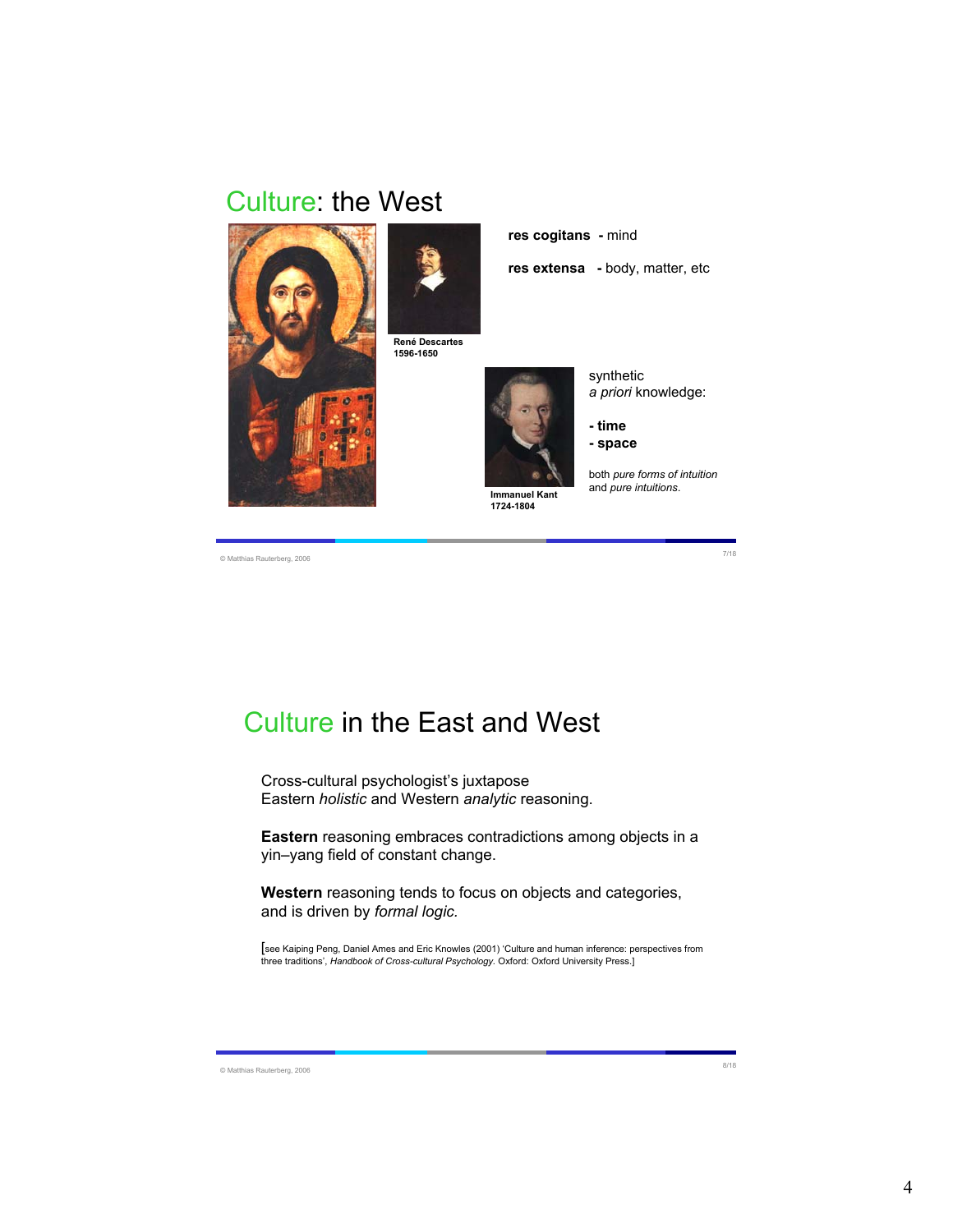## Culture: the West

René Descartes
1596-1650

**res cogitans** - mind

**res extensa** - body, matter, etc

Immanuel Kant
1724-1804

synthetic
*a priori* knowledge:

- **time**
- **space**

both *pure forms of intuition* and *pure intuitions*.

© Matthias Rauterberg, 2006

## Culture in the East and West

Cross-cultural psychologist's juxtapose
Eastern *holistic* and Western *analytic* reasoning.

**Eastern** reasoning embraces contradictions among objects in a yin–yang field of constant change.

**Western** reasoning tends to focus on objects and categories, and is driven by *formal logic*.

[see Kaiping Peng, Daniel Ames and Eric Knowles (2001) 'Culture and human inference: perspectives from three traditions', *Handbook of Cross-cultural Psychology*. Oxford: Oxford University Press.]

© Matthias Rauterberg, 2006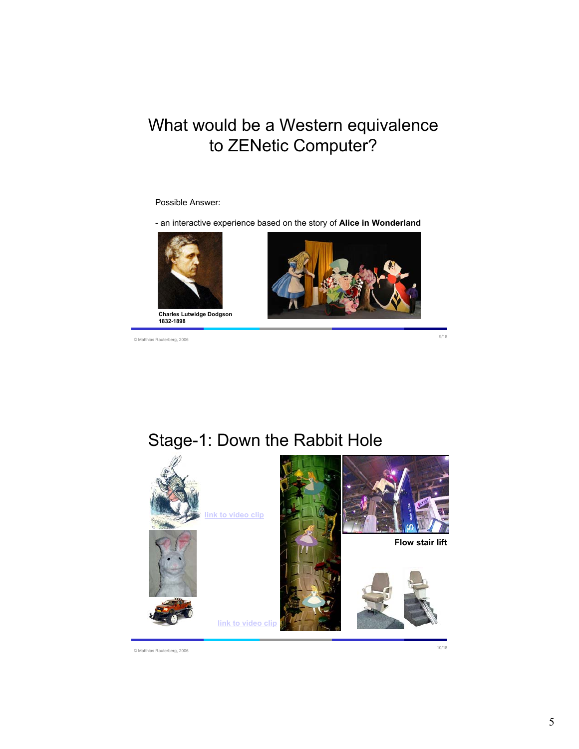# What would be a Western equivalence to ZENetic Computer?

Possible Answer:

- an interactive experience based on the story of **Alice in Wonderland**

**Charles Lutwidge Dodgson 1832-1898**

© Matthias Rauterberg, 2006

# Stage-1: Down the Rabbit Hole

link to video clip

link to video clip

**Flow stair lift**

© Matthias Rauterberg, 2006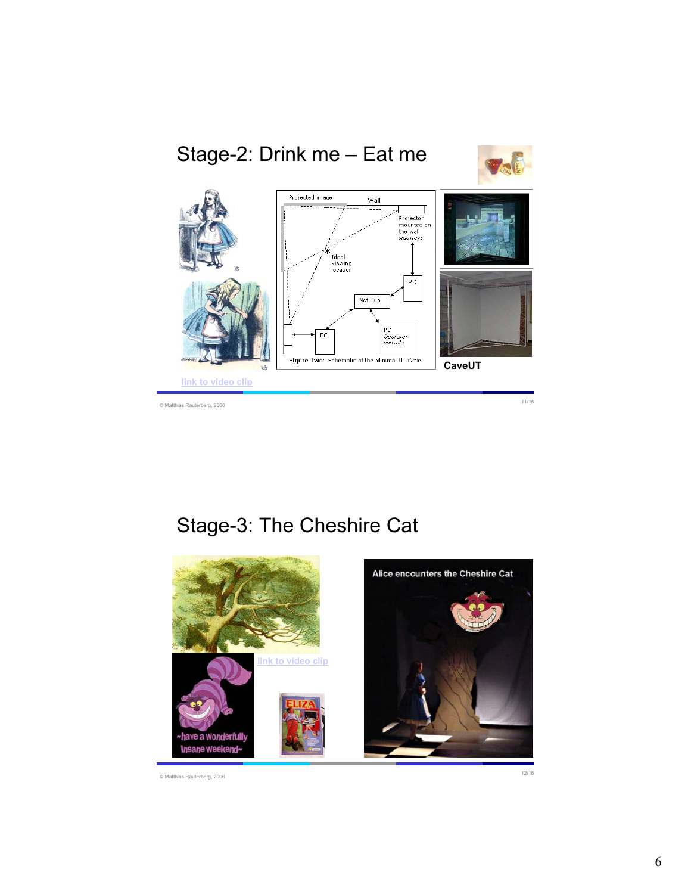## Stage-2: Drink me – Eat me

Projected image

Wall

Projector mounted on the wall *sideways*

Ideal viewing location

PC

Net Hub

PC

PC *Operator console*

**Figure Two:** Schematic of the Minimal UT-Cave

**CaveUT**

link to video clip

© Matthias Rauterberg, 2006

## Stage-3: The Cheshire Cat

link to video clip

~have a wonderfully insane weekend~

ELIZA

Alice encounters the Cheshire Cat

© Matthias Rauterberg, 2006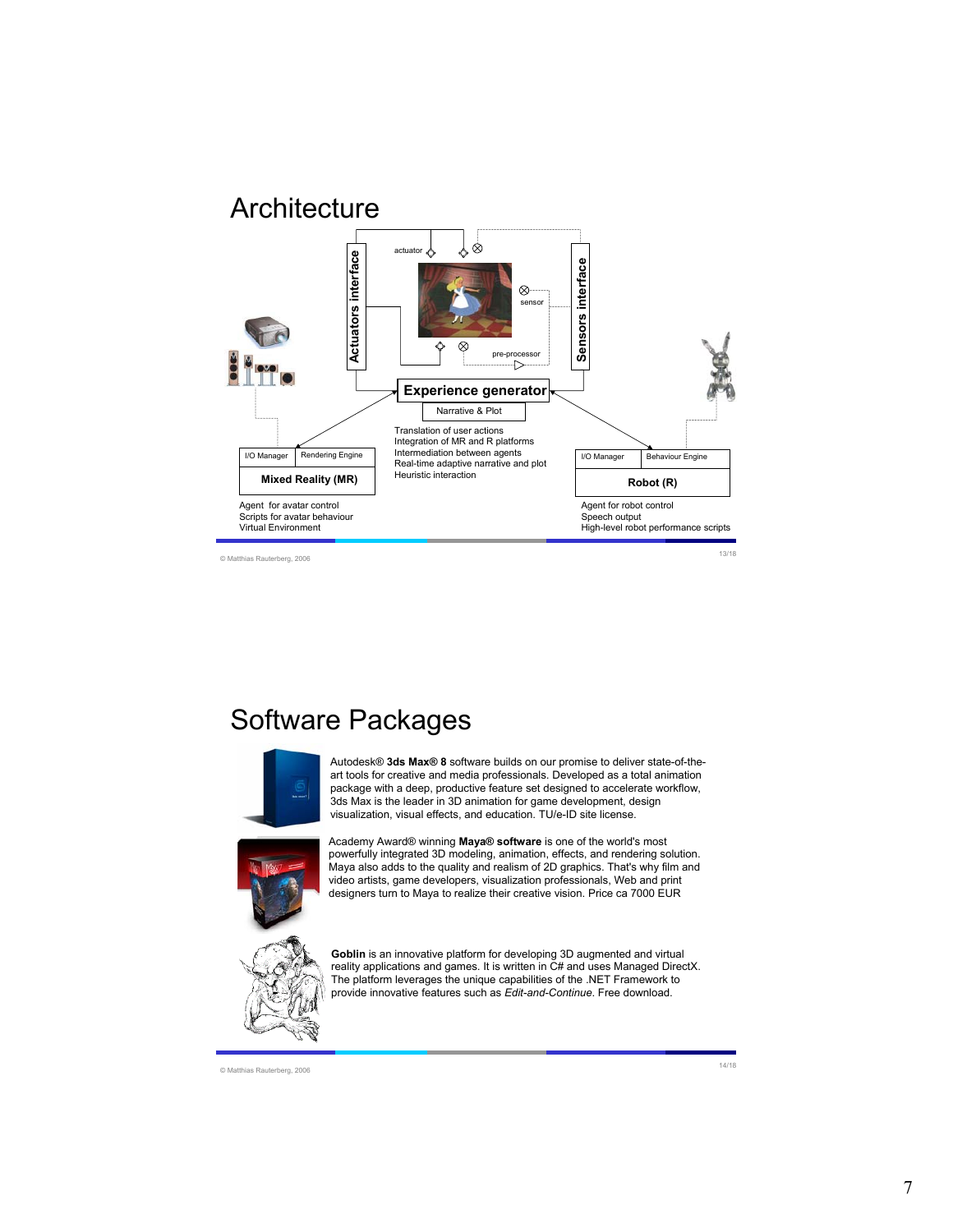# Architecture

actuator

sensor

pre-processor

**Actuators interface**

**Sensors interface**

**Experience generator**

Narrative & Plot

Translation of user actions
Integration of MR and R platforms
Intermediation between agents
Real-time adaptive narrative and plot
Heuristic interaction

| I/O Manager | Rendering Engine |
| --- | --- |
| **Mixed Reality (MR)** | |

Agent for avatar control
Scripts for avatar behaviour
Virtual Environment

| I/O Manager | Behaviour Engine |
| --- | --- |
| **Robot (R)** | |

Agent for robot control
Speech output
High-level robot performance scripts

© Matthias Rauterberg, 2006

# Software Packages

Autodesk® **3ds Max® 8** software builds on our promise to deliver state-of-the-art tools for creative and media professionals. Developed as a total animation package with a deep, productive feature set designed to accelerate workflow, 3ds Max is the leader in 3D animation for game development, design visualization, visual effects, and education. TU/e-ID site license.

Academy Award® winning **Maya® software** is one of the world's most powerfully integrated 3D modeling, animation, effects, and rendering solution. Maya also adds to the quality and realism of 2D graphics. That's why film and video artists, game developers, visualization professionals, Web and print designers turn to Maya to realize their creative vision. Price ca 7000 EUR

**Goblin** is an innovative platform for developing 3D augmented and virtual reality applications and games. It is written in C# and uses Managed DirectX. The platform leverages the unique capabilities of the .NET Framework to provide innovative features such as *Edit-and-Continue*. Free download.

© Matthias Rauterberg, 2006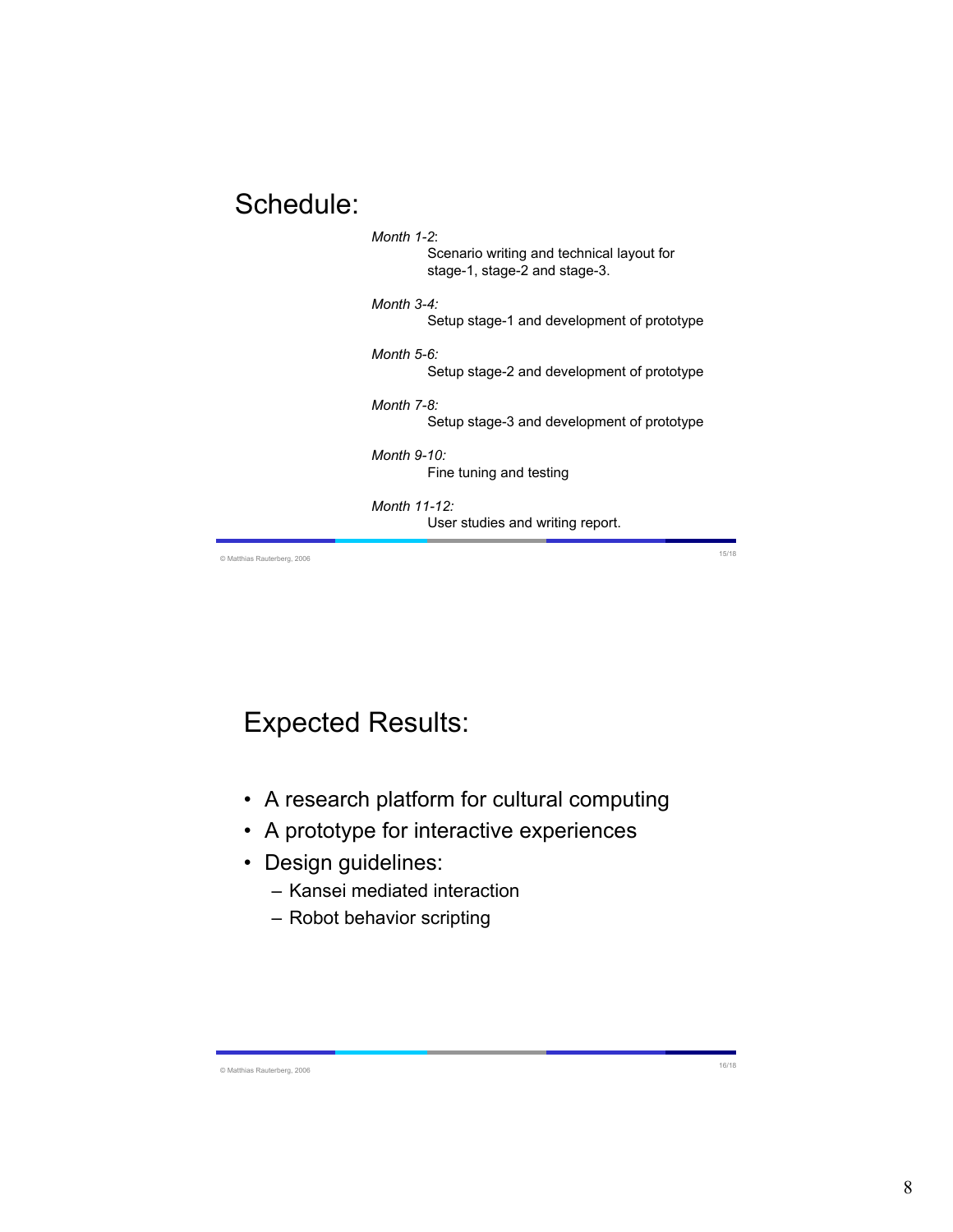## Schedule:

*Month 1-2*:
Scenario writing and technical layout for stage-1, stage-2 and stage-3.

*Month 3-4:*
Setup stage-1 and development of prototype

*Month 5-6:*
Setup stage-2 and development of prototype

*Month 7-8:*
Setup stage-3 and development of prototype

*Month 9-10:*
Fine tuning and testing

*Month 11-12:*
User studies and writing report.

© Matthias Rauterberg, 2006

## Expected Results:

- A research platform for cultural computing
- A prototype for interactive experiences
- Design guidelines:
  - Kansei mediated interaction
  - Robot behavior scripting

© Matthias Rauterberg, 2006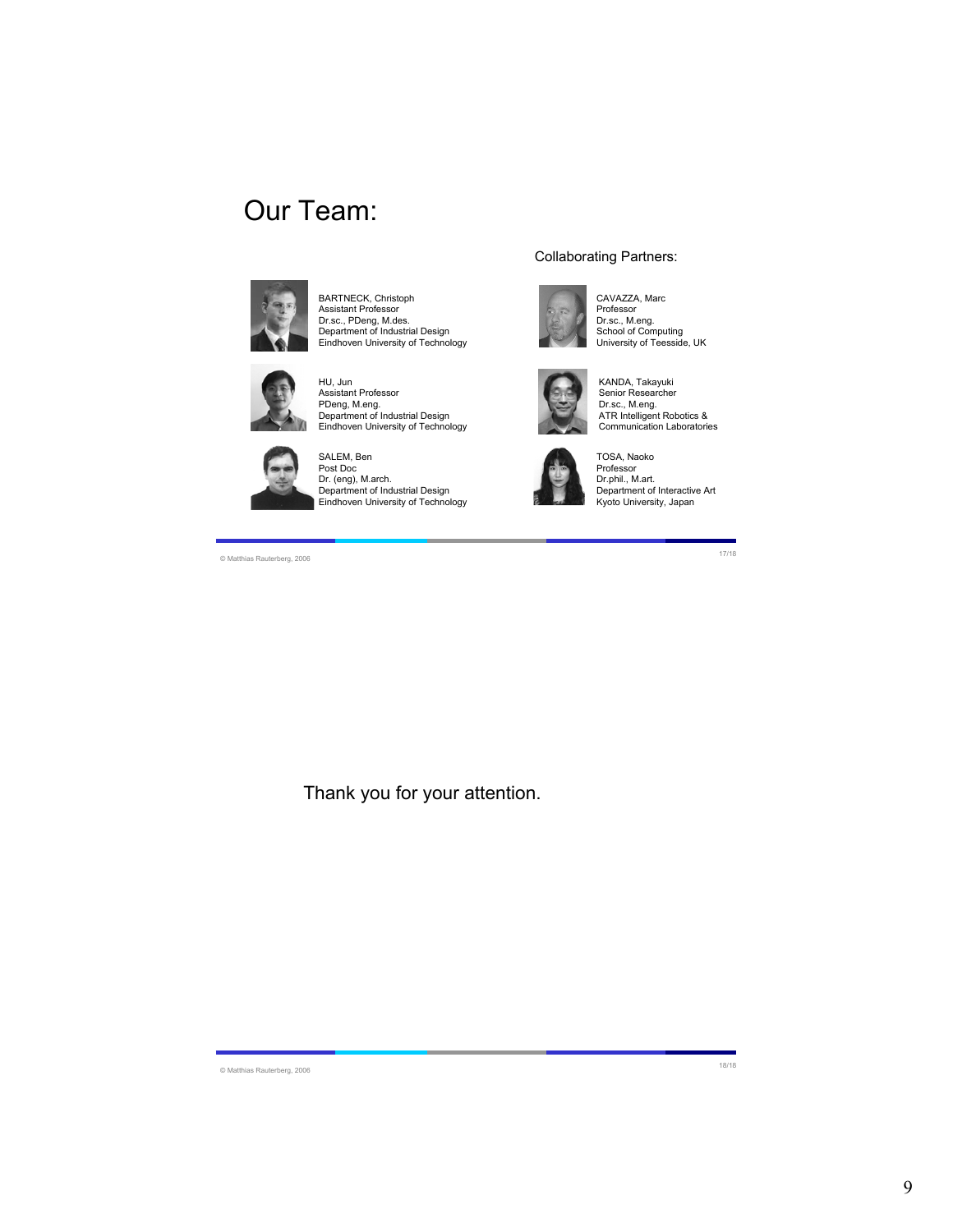# Our Team:

BARTNECK, Christoph
Assistant Professor
Dr.sc., PDeng, M.des.
Department of Industrial Design
Eindhoven University of Technology

HU, Jun
Assistant Professor
PDeng, M.eng.
Department of Industrial Design
Eindhoven University of Technology

SALEM, Ben
Post Doc
Dr. (eng), M.arch.
Department of Industrial Design
Eindhoven University of Technology

## Collaborating Partners:

CAVAZZA, Marc
Professor
Dr.sc., M.eng.
School of Computing
University of Teesside, UK

KANDA, Takayuki
Senior Researcher
Dr.sc., M.eng.
ATR Intelligent Robotics &
Communication Laboratories

TOSA, Naoko
Professor
Dr.phil., M.art.
Department of Interactive Art
Kyoto University, Japan

© Matthias Rauterberg, 2006

Thank you for your attention.

© Matthias Rauterberg, 2006